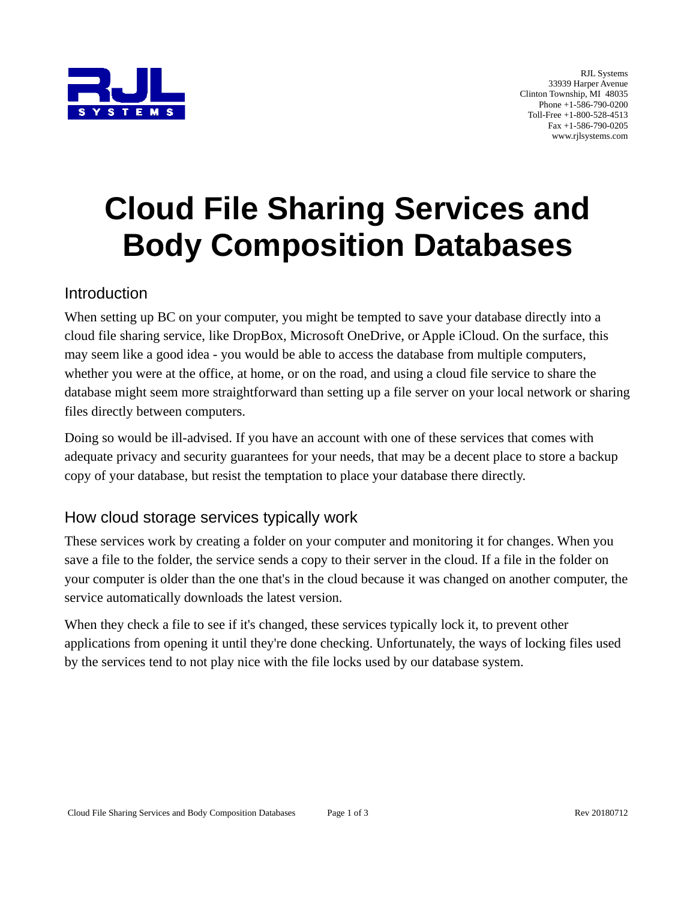RJL Systems
33939 Harper Avenue
Clinton Township, MI 48035
Phone +1-586-790-0200
Toll-Free +1-800-528-4513
Fax +1-586-790-0205
www.rjlsystems.com

# Cloud File Sharing Services and Body Composition Databases

## Introduction

When setting up BC on your computer, you might be tempted to save your database directly into a cloud file sharing service, like DropBox, Microsoft OneDrive, or Apple iCloud. On the surface, this may seem like a good idea - you would be able to access the database from multiple computers, whether you were at the office, at home, or on the road, and using a cloud file service to share the database might seem more straightforward than setting up a file server on your local network or sharing files directly between computers.

Doing so would be ill-advised. If you have an account with one of these services that comes with adequate privacy and security guarantees for your needs, that may be a decent place to store a backup copy of your database, but resist the temptation to place your database there directly.

## How cloud storage services typically work

These services work by creating a folder on your computer and monitoring it for changes. When you save a file to the folder, the service sends a copy to their server in the cloud. If a file in the folder on your computer is older than the one that's in the cloud because it was changed on another computer, the service automatically downloads the latest version.

When they check a file to see if it's changed, these services typically lock it, to prevent other applications from opening it until they're done checking. Unfortunately, the ways of locking files used by the services tend to not play nice with the file locks used by our database system.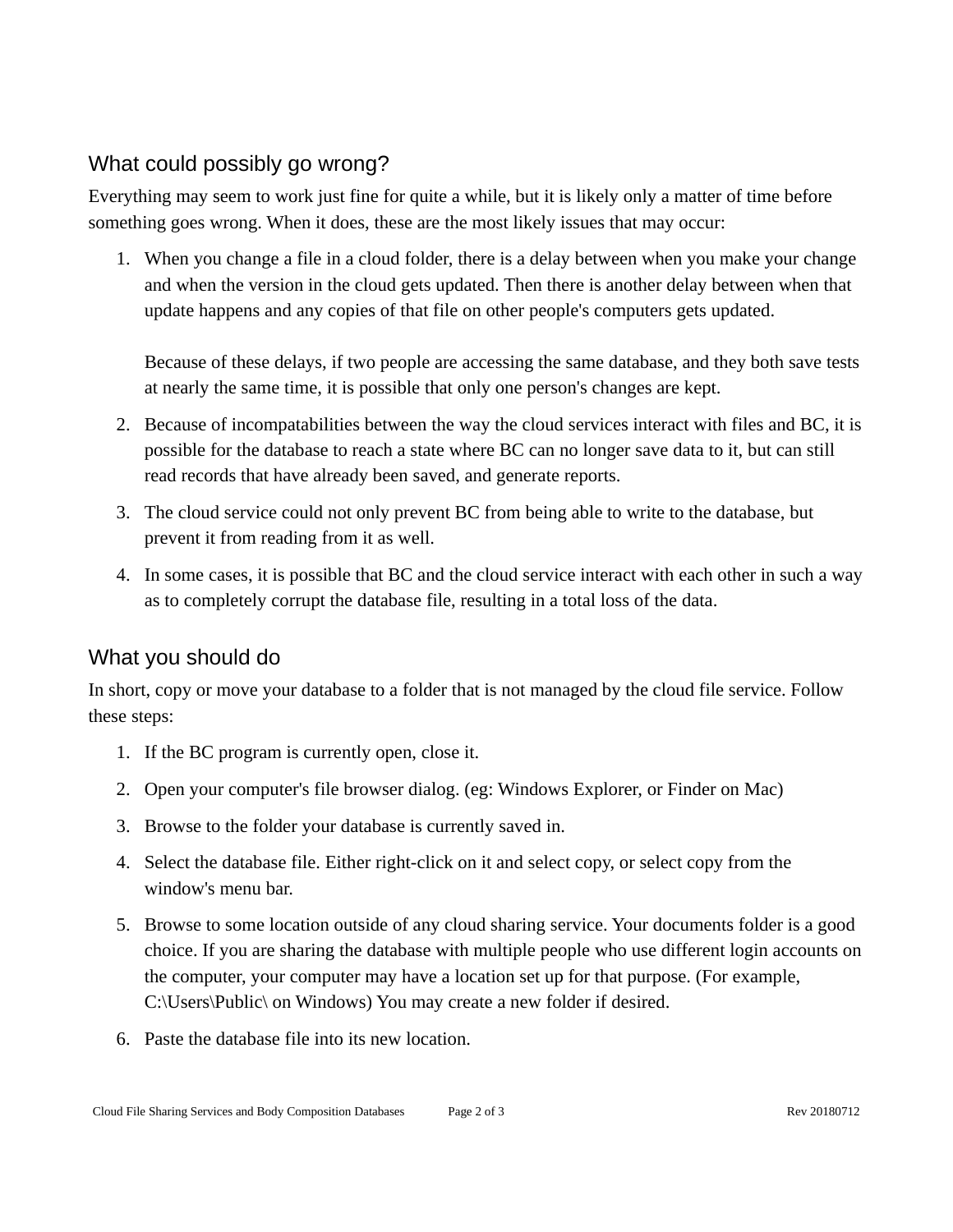## What could possibly go wrong?

Everything may seem to work just fine for quite a while, but it is likely only a matter of time before something goes wrong. When it does, these are the most likely issues that may occur:

1. When you change a file in a cloud folder, there is a delay between when you make your change and when the version in the cloud gets updated. Then there is another delay between when that update happens and any copies of that file on other people's computers gets updated.

   Because of these delays, if two people are accessing the same database, and they both save tests at nearly the same time, it is possible that only one person's changes are kept.

2. Because of incompatabilities between the way the cloud services interact with files and BC, it is possible for the database to reach a state where BC can no longer save data to it, but can still read records that have already been saved, and generate reports.

3. The cloud service could not only prevent BC from being able to write to the database, but prevent it from reading from it as well.

4. In some cases, it is possible that BC and the cloud service interact with each other in such a way as to completely corrupt the database file, resulting in a total loss of the data.

## What you should do

In short, copy or move your database to a folder that is not managed by the cloud file service. Follow these steps:

1. If the BC program is currently open, close it.

2. Open your computer's file browser dialog. (eg: Windows Explorer, or Finder on Mac)

3. Browse to the folder your database is currently saved in.

4. Select the database file. Either right-click on it and select copy, or select copy from the window's menu bar.

5. Browse to some location outside of any cloud sharing service. Your documents folder is a good choice. If you are sharing the database with multiple people who use different login accounts on the computer, your computer may have a location set up for that purpose. (For example, C:\Users\Public\ on Windows) You may create a new folder if desired.

6. Paste the database file into its new location.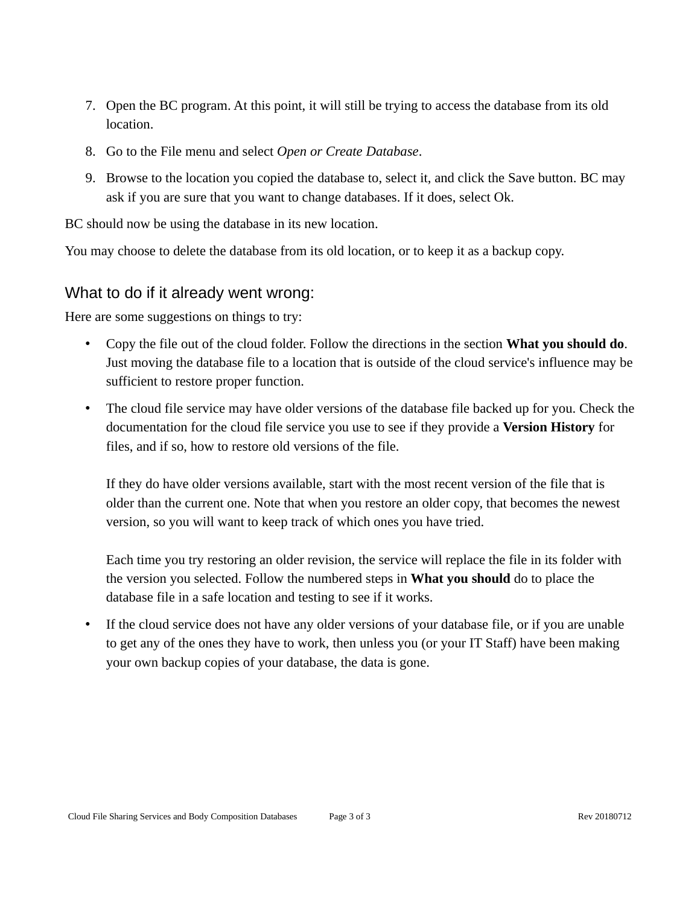7. Open the BC program. At this point, it will still be trying to access the database from its old location.
8. Go to the File menu and select *Open or Create Database*.
9. Browse to the location you copied the database to, select it, and click the Save button. BC may ask if you are sure that you want to change databases. If it does, select Ok.

BC should now be using the database in its new location.

You may choose to delete the database from its old location, or to keep it as a backup copy.

## What to do if it already went wrong:

Here are some suggestions on things to try:

- Copy the file out of the cloud folder. Follow the directions in the section **What you should do**. Just moving the database file to a location that is outside of the cloud service's influence may be sufficient to restore proper function.
- The cloud file service may have older versions of the database file backed up for you. Check the documentation for the cloud file service you use to see if they provide a **Version History** for files, and if so, how to restore old versions of the file.

  If they do have older versions available, start with the most recent version of the file that is older than the current one. Note that when you restore an older copy, that becomes the newest version, so you will want to keep track of which ones you have tried.

  Each time you try restoring an older revision, the service will replace the file in its folder with the version you selected. Follow the numbered steps in **What you should** do to place the database file in a safe location and testing to see if it works.
- If the cloud service does not have any older versions of your database file, or if you are unable to get any of the ones they have to work, then unless you (or your IT Staff) have been making your own backup copies of your database, the data is gone.